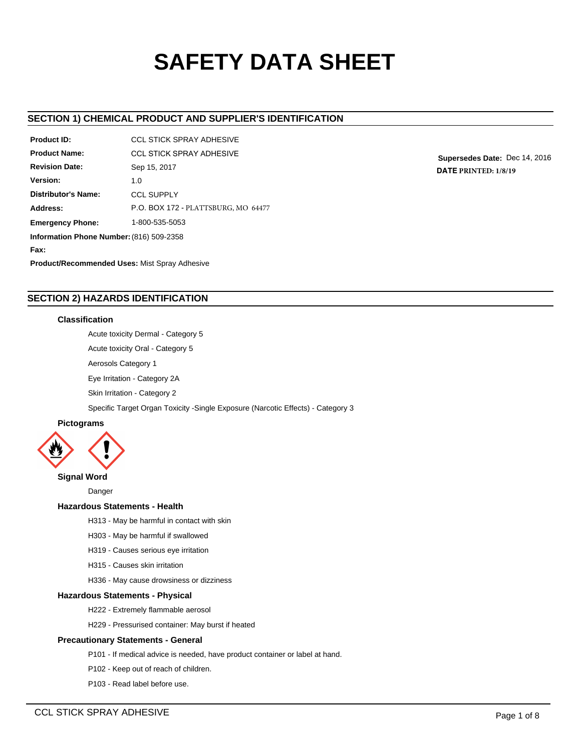# SAFETY DATA SHEET

## SECTION 1) CHEMICAL PRODUCT AND SUPPLIER'S IDENTIFICATION

**Product ID:** CCL STICK SPRAY ADHESIVE

**Product Name:** CCL STICK SPRAY ADHESIVE

**Revision Date:** Sep 15, 2017

**Version:** 1.0

**Distributor's Name:** CCL SUPPLY

**Address:** P.O. BOX 172 - PLATTSBURG, MO 64477

**Emergency Phone:** 1-800-535-5053

**Information Phone Number:** (816) 509-2358

**Fax:**

**Product/Recommended Uses:** Mist Spray Adhesive

**Supersedes Date:** Dec 14, 2016

**DATE PRINTED: 1/8/19**

## SECTION 2) HAZARDS IDENTIFICATION

### Classification

Acute toxicity Dermal - Category 5

Acute toxicity Oral - Category 5

Aerosols Category 1

Eye Irritation - Category 2A

Skin Irritation - Category 2

Specific Target Organ Toxicity -Single Exposure (Narcotic Effects) - Category 3

### Pictograms

### Signal Word

Danger

### Hazardous Statements - Health

H313 - May be harmful in contact with skin

H303 - May be harmful if swallowed

H319 - Causes serious eye irritation

H315 - Causes skin irritation

H336 - May cause drowsiness or dizziness

### Hazardous Statements - Physical

H222 - Extremely flammable aerosol

H229 - Pressurised container: May burst if heated

### Precautionary Statements - General

P101 - If medical advice is needed, have product container or label at hand.

P102 - Keep out of reach of children.

P103 - Read label before use.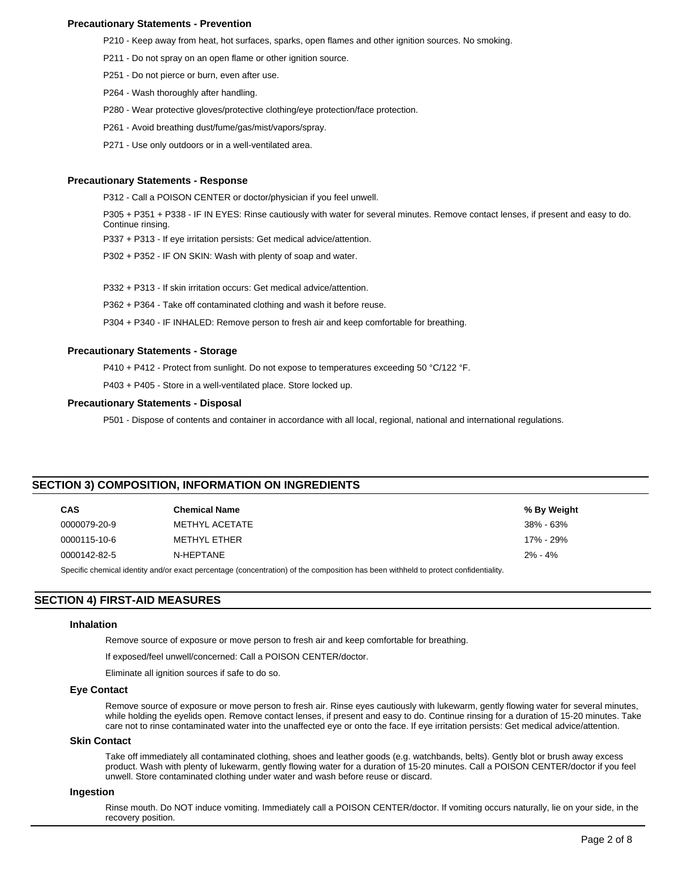### Precautionary Statements - Prevention

P210 - Keep away from heat, hot surfaces, sparks, open flames and other ignition sources. No smoking.

P211 - Do not spray on an open flame or other ignition source.

P251 - Do not pierce or burn, even after use.

P264 - Wash thoroughly after handling.

P280 - Wear protective gloves/protective clothing/eye protection/face protection.

P261 - Avoid breathing dust/fume/gas/mist/vapors/spray.

P271 - Use only outdoors or in a well-ventilated area.

### Precautionary Statements - Response

P312 - Call a POISON CENTER or doctor/physician if you feel unwell.

P305 + P351 + P338 - IF IN EYES: Rinse cautiously with water for several minutes. Remove contact lenses, if present and easy to do. Continue rinsing.

P337 + P313 - If eye irritation persists: Get medical advice/attention.

P302 + P352 - IF ON SKIN: Wash with plenty of soap and water.

P332 + P313 - If skin irritation occurs: Get medical advice/attention.

P362 + P364 - Take off contaminated clothing and wash it before reuse.

P304 + P340 - IF INHALED: Remove person to fresh air and keep comfortable for breathing.

### Precautionary Statements - Storage

P410 + P412 - Protect from sunlight. Do not expose to temperatures exceeding 50 °C/122 °F.

P403 + P405 - Store in a well-ventilated place. Store locked up.

### Precautionary Statements - Disposal

P501 - Dispose of contents and container in accordance with all local, regional, national and international regulations.

## SECTION 3) COMPOSITION, INFORMATION ON INGREDIENTS

| CAS | Chemical Name | % By Weight |
|---|---|---|
| 0000079-20-9 | METHYL ACETATE | 38% - 63% |
| 0000115-10-6 | METHYL ETHER | 17% - 29% |
| 0000142-82-5 | N-HEPTANE | 2% - 4% |

Specific chemical identity and/or exact percentage (concentration) of the composition has been withheld to protect confidentiality.

## SECTION 4) FIRST-AID MEASURES

### Inhalation

Remove source of exposure or move person to fresh air and keep comfortable for breathing.

If exposed/feel unwell/concerned: Call a POISON CENTER/doctor.

Eliminate all ignition sources if safe to do so.

### Eye Contact

Remove source of exposure or move person to fresh air. Rinse eyes cautiously with lukewarm, gently flowing water for several minutes, while holding the eyelids open. Remove contact lenses, if present and easy to do. Continue rinsing for a duration of 15-20 minutes. Take care not to rinse contaminated water into the unaffected eye or onto the face. If eye irritation persists: Get medical advice/attention.

### Skin Contact

Take off immediately all contaminated clothing, shoes and leather goods (e.g. watchbands, belts). Gently blot or brush away excess product. Wash with plenty of lukewarm, gently flowing water for a duration of 15-20 minutes. Call a POISON CENTER/doctor if you feel unwell. Store contaminated clothing under water and wash before reuse or discard.

### Ingestion

Rinse mouth. Do NOT induce vomiting. Immediately call a POISON CENTER/doctor. If vomiting occurs naturally, lie on your side, in the recovery position.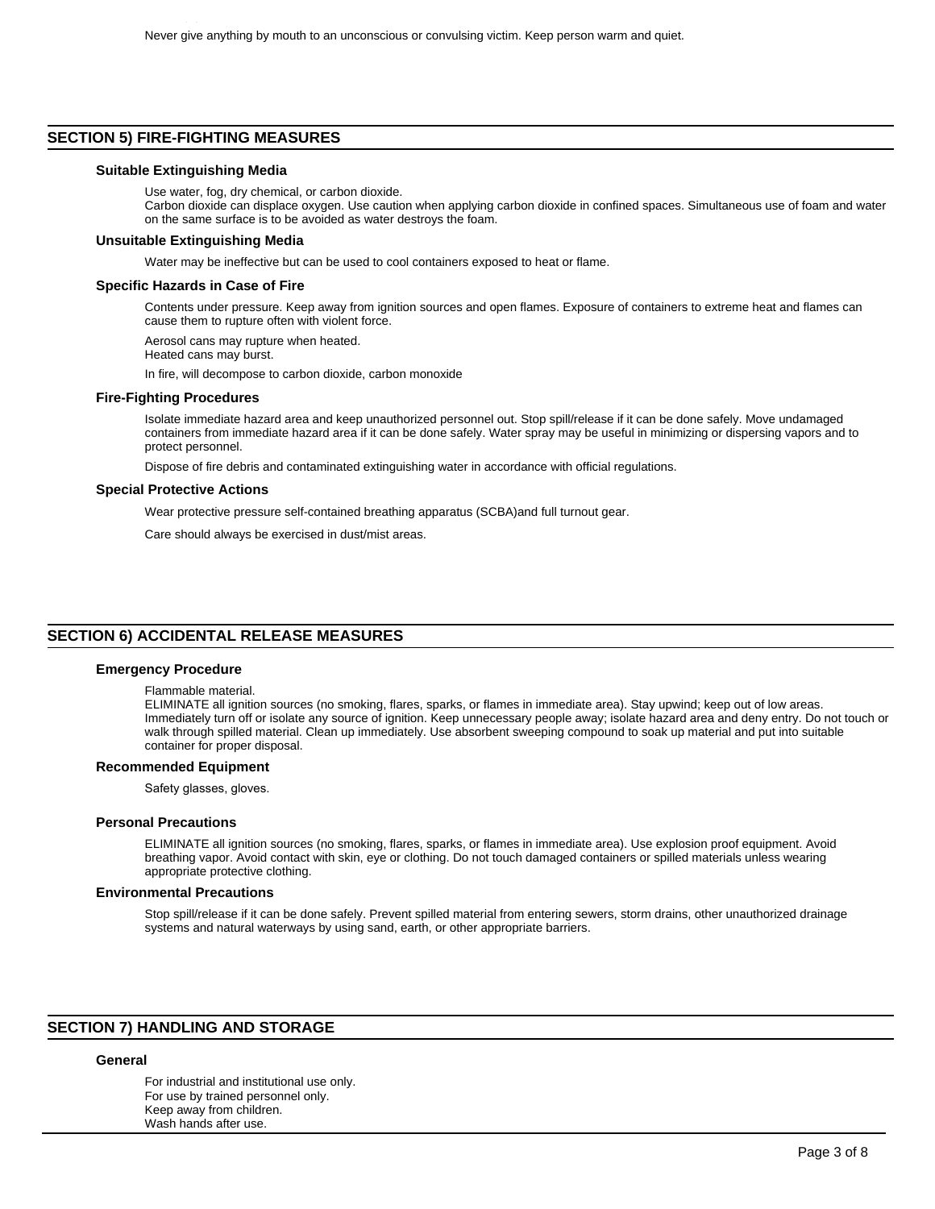Never give anything by mouth to an unconscious or convulsing victim. Keep person warm and quiet.

## SECTION 5) FIRE-FIGHTING MEASURES

### Suitable Extinguishing Media

Use water, fog, dry chemical, or carbon dioxide.
Carbon dioxide can displace oxygen. Use caution when applying carbon dioxide in confined spaces. Simultaneous use of foam and water on the same surface is to be avoided as water destroys the foam.

### Unsuitable Extinguishing Media

Water may be ineffective but can be used to cool containers exposed to heat or flame.

### Specific Hazards in Case of Fire

Contents under pressure. Keep away from ignition sources and open flames. Exposure of containers to extreme heat and flames can cause them to rupture often with violent force.

Aerosol cans may rupture when heated.
Heated cans may burst.

In fire, will decompose to carbon dioxide, carbon monoxide

### Fire-Fighting Procedures

Isolate immediate hazard area and keep unauthorized personnel out. Stop spill/release if it can be done safely. Move undamaged containers from immediate hazard area if it can be done safely. Water spray may be useful in minimizing or dispersing vapors and to protect personnel.

Dispose of fire debris and contaminated extinguishing water in accordance with official regulations.

### Special Protective Actions

Wear protective pressure self-contained breathing apparatus (SCBA)and full turnout gear.

Care should always be exercised in dust/mist areas.

## SECTION 6) ACCIDENTAL RELEASE MEASURES

### Emergency Procedure

Flammable material.
ELIMINATE all ignition sources (no smoking, flares, sparks, or flames in immediate area). Stay upwind; keep out of low areas. Immediately turn off or isolate any source of ignition. Keep unnecessary people away; isolate hazard area and deny entry. Do not touch or walk through spilled material. Clean up immediately. Use absorbent sweeping compound to soak up material and put into suitable container for proper disposal.

### Recommended Equipment

Safety glasses, gloves.

### Personal Precautions

ELIMINATE all ignition sources (no smoking, flares, sparks, or flames in immediate area). Use explosion proof equipment. Avoid breathing vapor. Avoid contact with skin, eye or clothing. Do not touch damaged containers or spilled materials unless wearing appropriate protective clothing.

### Environmental Precautions

Stop spill/release if it can be done safely. Prevent spilled material from entering sewers, storm drains, other unauthorized drainage systems and natural waterways by using sand, earth, or other appropriate barriers.

## SECTION 7) HANDLING AND STORAGE

### General

For industrial and institutional use only.
For use by trained personnel only.
Keep away from children.
Wash hands after use.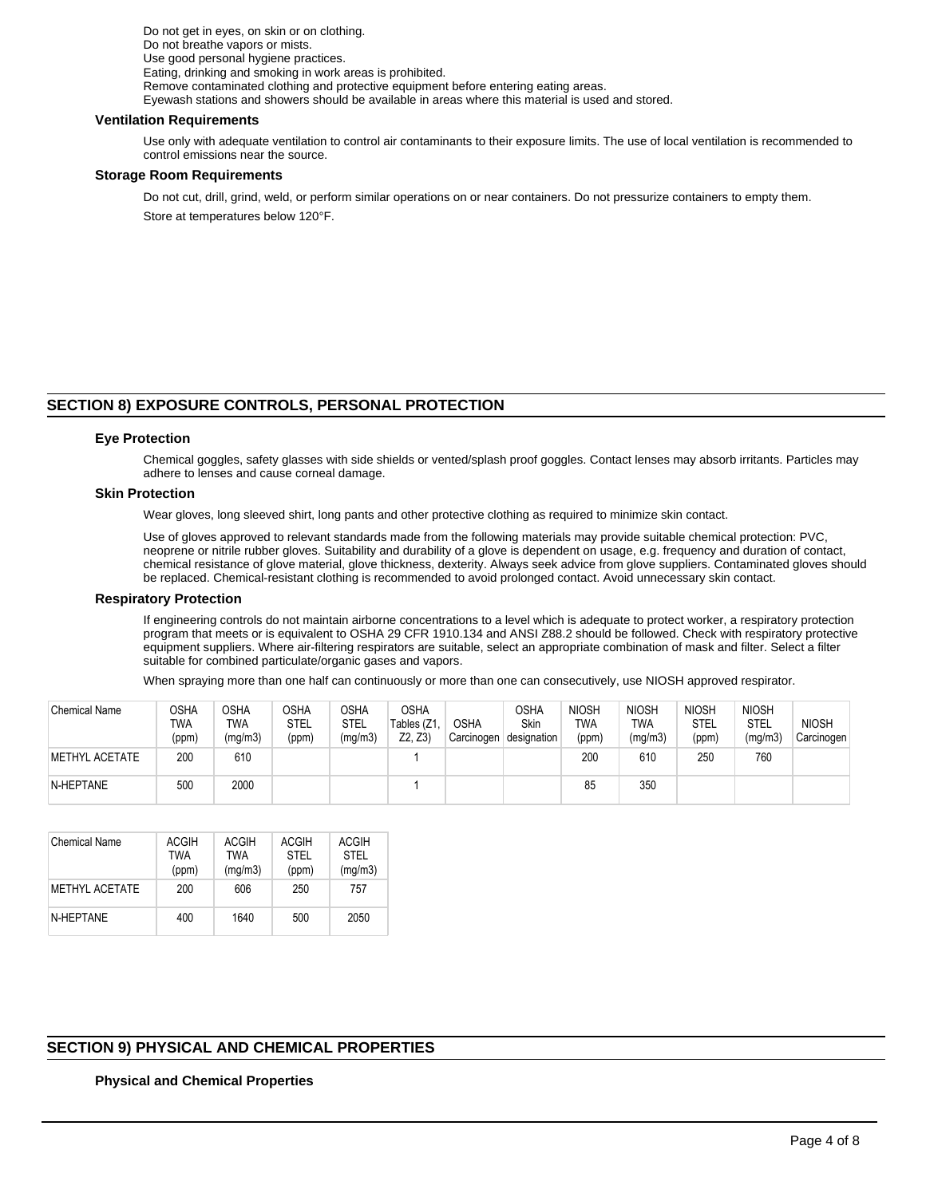Do not get in eyes, on skin or on clothing.
Do not breathe vapors or mists.
Use good personal hygiene practices.
Eating, drinking and smoking in work areas is prohibited.
Remove contaminated clothing and protective equipment before entering eating areas.
Eyewash stations and showers should be available in areas where this material is used and stored.

### Ventilation Requirements

Use only with adequate ventilation to control air contaminants to their exposure limits. The use of local ventilation is recommended to control emissions near the source.

### Storage Room Requirements

Do not cut, drill, grind, weld, or perform similar operations on or near containers. Do not pressurize containers to empty them.

Store at temperatures below 120°F.

## SECTION 8) EXPOSURE CONTROLS, PERSONAL PROTECTION

### Eye Protection

Chemical goggles, safety glasses with side shields or vented/splash proof goggles. Contact lenses may absorb irritants. Particles may adhere to lenses and cause corneal damage.

### Skin Protection

Wear gloves, long sleeved shirt, long pants and other protective clothing as required to minimize skin contact.

Use of gloves approved to relevant standards made from the following materials may provide suitable chemical protection: PVC, neoprene or nitrile rubber gloves. Suitability and durability of a glove is dependent on usage, e.g. frequency and duration of contact, chemical resistance of glove material, glove thickness, dexterity. Always seek advice from glove suppliers. Contaminated gloves should be replaced. Chemical-resistant clothing is recommended to avoid prolonged contact. Avoid unnecessary skin contact.

### Respiratory Protection

If engineering controls do not maintain airborne concentrations to a level which is adequate to protect worker, a respiratory protection program that meets or is equivalent to OSHA 29 CFR 1910.134 and ANSI Z88.2 should be followed. Check with respiratory protective equipment suppliers. Where air-filtering respirators are suitable, select an appropriate combination of mask and filter. Select a filter suitable for combined particulate/organic gases and vapors.

When spraying more than one half can continuously or more than one can consecutively, use NIOSH approved respirator.

| Chemical Name | OSHA TWA (ppm) | OSHA TWA (mg/m3) | OSHA STEL (ppm) | OSHA STEL (mg/m3) | OSHA Tables (Z1, Z2, Z3) | OSHA Carcinogen | OSHA Skin designation | NIOSH TWA (ppm) | NIOSH TWA (mg/m3) | NIOSH STEL (ppm) | NIOSH STEL (mg/m3) | NIOSH Carcinogen |
|---|---|---|---|---|---|---|---|---|---|---|---|---|
| METHYL ACETATE | 200 | 610 | | | 1 | | | 200 | 610 | 250 | 760 | |
| N-HEPTANE | 500 | 2000 | | | 1 | | | 85 | 350 | | | |

| Chemical Name | ACGIH TWA (ppm) | ACGIH TWA (mg/m3) | ACGIH STEL (ppm) | ACGIH STEL (mg/m3) |
|---|---|---|---|---|
| METHYL ACETATE | 200 | 606 | 250 | 757 |
| N-HEPTANE | 400 | 1640 | 500 | 2050 |

## SECTION 9) PHYSICAL AND CHEMICAL PROPERTIES

### Physical and Chemical Properties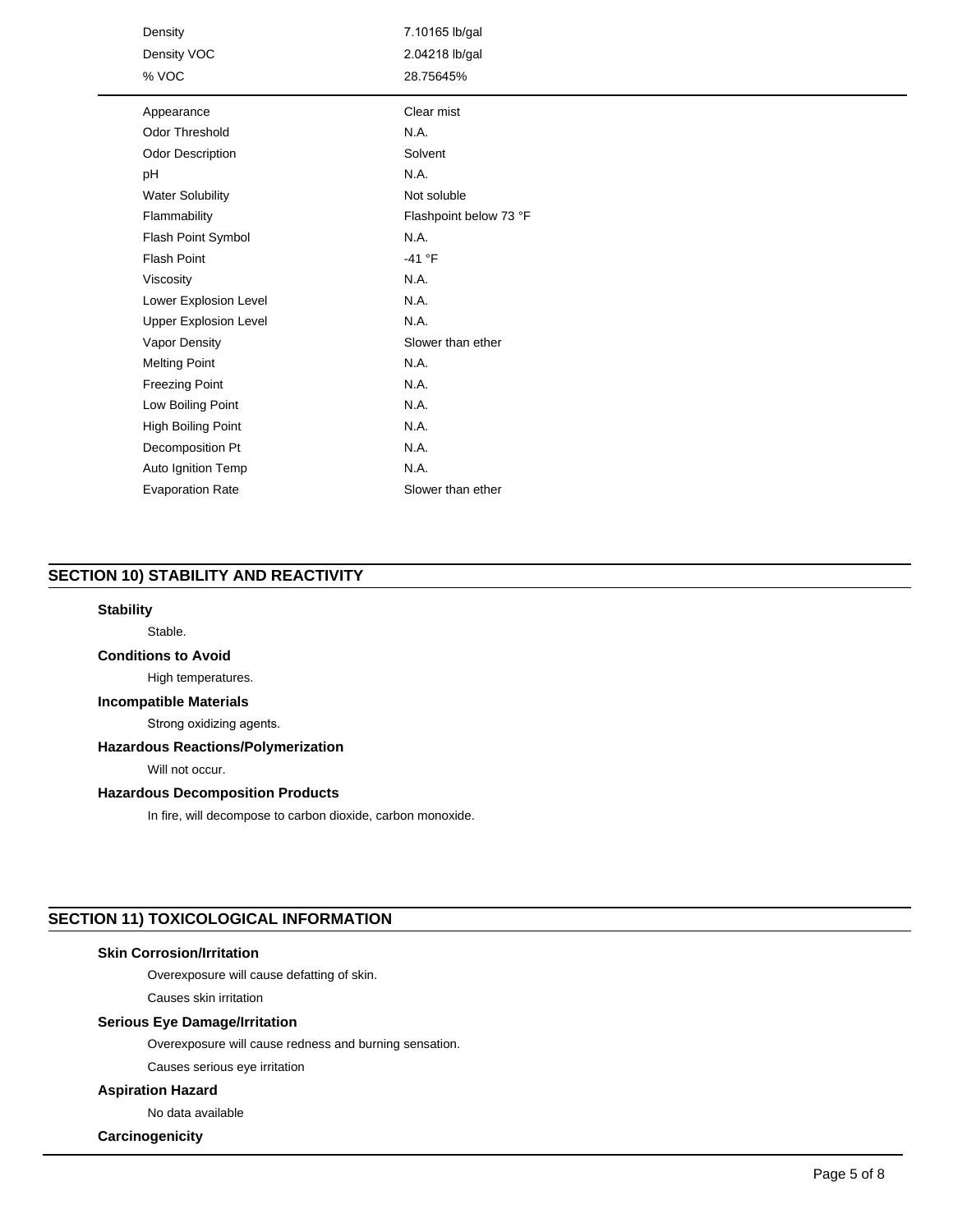| | |
|---|---|
| Density | 7.10165 lb/gal |
| Density VOC | 2.04218 lb/gal |
| % VOC | 28.75645% |

| | |
|---|---|
| Appearance | Clear mist |
| Odor Threshold | N.A. |
| Odor Description | Solvent |
| pH | N.A. |
| Water Solubility | Not soluble |
| Flammability | Flashpoint below 73 °F |
| Flash Point Symbol | N.A. |
| Flash Point | -41 °F |
| Viscosity | N.A. |
| Lower Explosion Level | N.A. |
| Upper Explosion Level | N.A. |
| Vapor Density | Slower than ether |
| Melting Point | N.A. |
| Freezing Point | N.A. |
| Low Boiling Point | N.A. |
| High Boiling Point | N.A. |
| Decomposition Pt | N.A. |
| Auto Ignition Temp | N.A. |
| Evaporation Rate | Slower than ether |

## SECTION 10) STABILITY AND REACTIVITY

### Stability

Stable.

### Conditions to Avoid

High temperatures.

### Incompatible Materials

Strong oxidizing agents.

### Hazardous Reactions/Polymerization

Will not occur.

### Hazardous Decomposition Products

In fire, will decompose to carbon dioxide, carbon monoxide.

## SECTION 11) TOXICOLOGICAL INFORMATION

### Skin Corrosion/Irritation

Overexposure will cause defatting of skin.

Causes skin irritation

### Serious Eye Damage/Irritation

Overexposure will cause redness and burning sensation.

Causes serious eye irritation

### Aspiration Hazard

No data available

### Carcinogenicity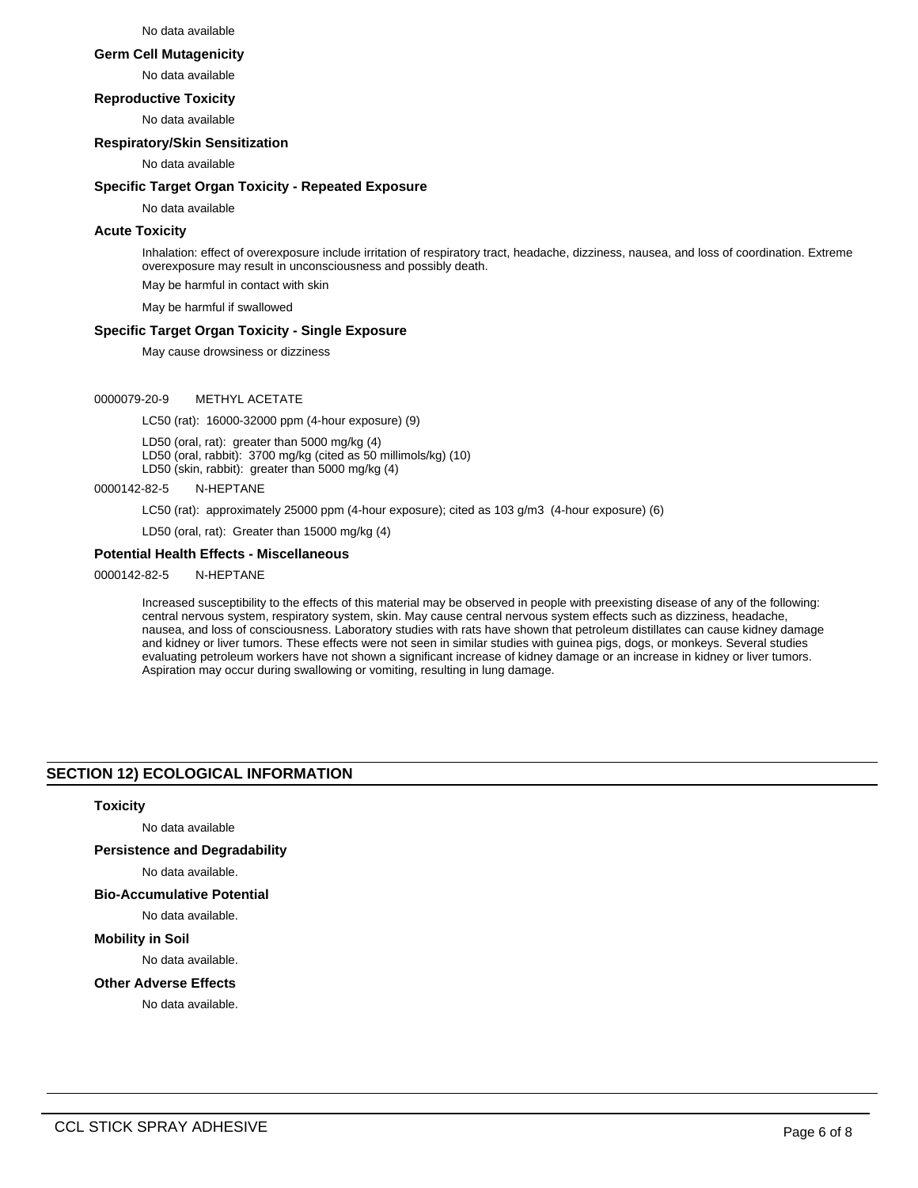No data available

### Germ Cell Mutagenicity

No data available

### Reproductive Toxicity

No data available

### Respiratory/Skin Sensitization

No data available

### Specific Target Organ Toxicity - Repeated Exposure

No data available

### Acute Toxicity

Inhalation: effect of overexposure include irritation of respiratory tract, headache, dizziness, nausea, and loss of coordination. Extreme overexposure may result in unconsciousness and possibly death.

May be harmful in contact with skin

May be harmful if swallowed

### Specific Target Organ Toxicity - Single Exposure

May cause drowsiness or dizziness

0000079-20-9 METHYL ACETATE

LC50 (rat): 16000-32000 ppm (4-hour exposure) (9)

LD50 (oral, rat): greater than 5000 mg/kg (4)
LD50 (oral, rabbit): 3700 mg/kg (cited as 50 millimols/kg) (10)
LD50 (skin, rabbit): greater than 5000 mg/kg (4)

0000142-82-5 N-HEPTANE

LC50 (rat): approximately 25000 ppm (4-hour exposure); cited as 103 g/m3 (4-hour exposure) (6)

LD50 (oral, rat): Greater than 15000 mg/kg (4)

### Potential Health Effects - Miscellaneous

0000142-82-5 N-HEPTANE

Increased susceptibility to the effects of this material may be observed in people with preexisting disease of any of the following: central nervous system, respiratory system, skin. May cause central nervous system effects such as dizziness, headache, nausea, and loss of consciousness. Laboratory studies with rats have shown that petroleum distillates can cause kidney damage and kidney or liver tumors. These effects were not seen in similar studies with guinea pigs, dogs, or monkeys. Several studies evaluating petroleum workers have not shown a significant increase of kidney damage or an increase in kidney or liver tumors. Aspiration may occur during swallowing or vomiting, resulting in lung damage.

## SECTION 12) ECOLOGICAL INFORMATION

### Toxicity

No data available

### Persistence and Degradability

No data available.

### Bio-Accumulative Potential

No data available.

### Mobility in Soil

No data available.

### Other Adverse Effects

No data available.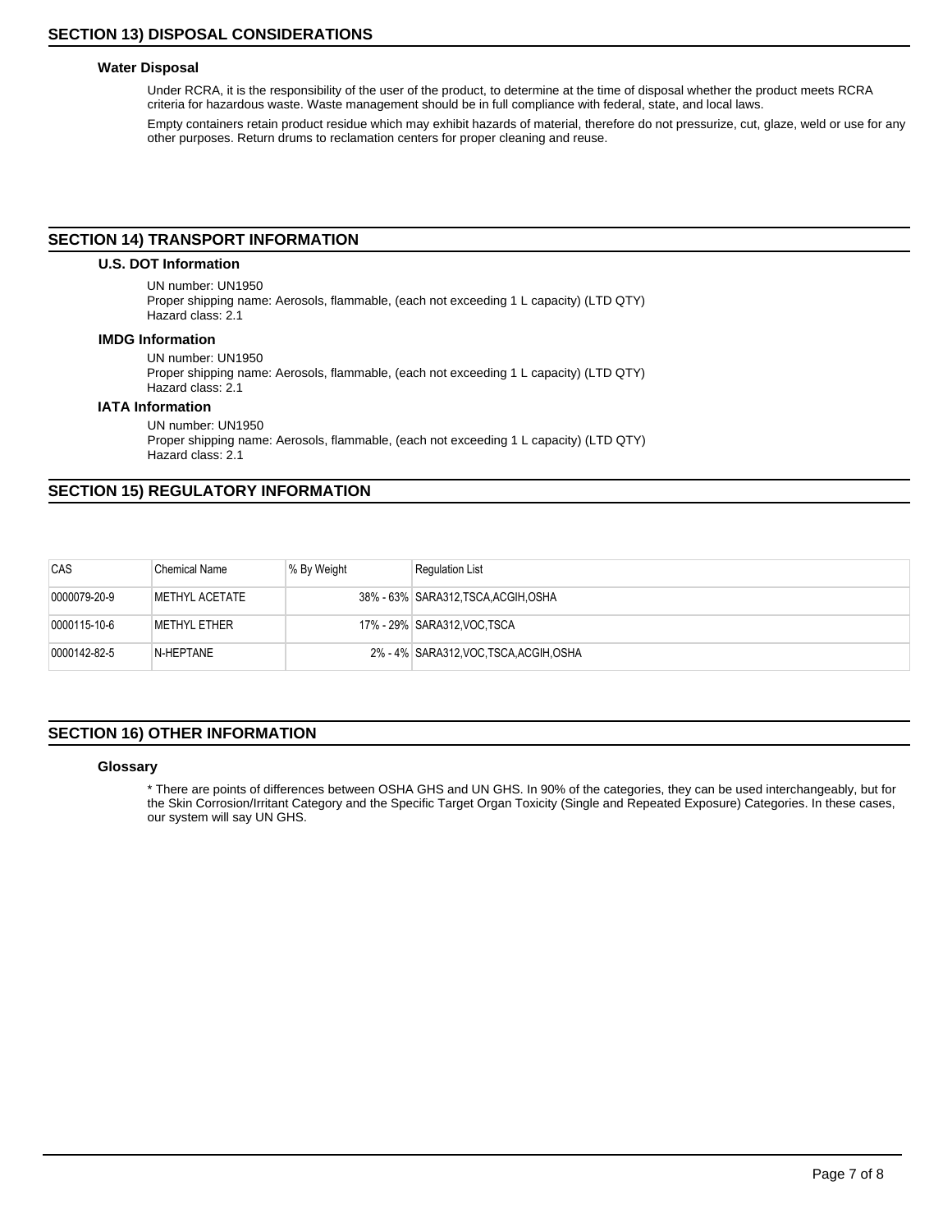## SECTION 13) DISPOSAL CONSIDERATIONS

### Water Disposal

Under RCRA, it is the responsibility of the user of the product, to determine at the time of disposal whether the product meets RCRA criteria for hazardous waste. Waste management should be in full compliance with federal, state, and local laws.

Empty containers retain product residue which may exhibit hazards of material, therefore do not pressurize, cut, glaze, weld or use for any other purposes. Return drums to reclamation centers for proper cleaning and reuse.

## SECTION 14) TRANSPORT INFORMATION

### U.S. DOT Information

UN number: UN1950
Proper shipping name: Aerosols, flammable, (each not exceeding 1 L capacity) (LTD QTY)
Hazard class: 2.1

### IMDG Information

UN number: UN1950
Proper shipping name: Aerosols, flammable, (each not exceeding 1 L capacity) (LTD QTY)
Hazard class: 2.1

### IATA Information

UN number: UN1950
Proper shipping name: Aerosols, flammable, (each not exceeding 1 L capacity) (LTD QTY)
Hazard class: 2.1

## SECTION 15) REGULATORY INFORMATION

| CAS | Chemical Name | % By Weight | Regulation List |
|---|---|---|---|
| 0000079-20-9 | METHYL ACETATE | 38% - 63% | SARA312,TSCA,ACGIH,OSHA |
| 0000115-10-6 | METHYL ETHER | 17% - 29% | SARA312,VOC,TSCA |
| 0000142-82-5 | N-HEPTANE | 2% - 4% | SARA312,VOC,TSCA,ACGIH,OSHA |

## SECTION 16) OTHER INFORMATION

### Glossary

* There are points of differences between OSHA GHS and UN GHS. In 90% of the categories, they can be used interchangeably, but for the Skin Corrosion/Irritant Category and the Specific Target Organ Toxicity (Single and Repeated Exposure) Categories. In these cases, our system will say UN GHS.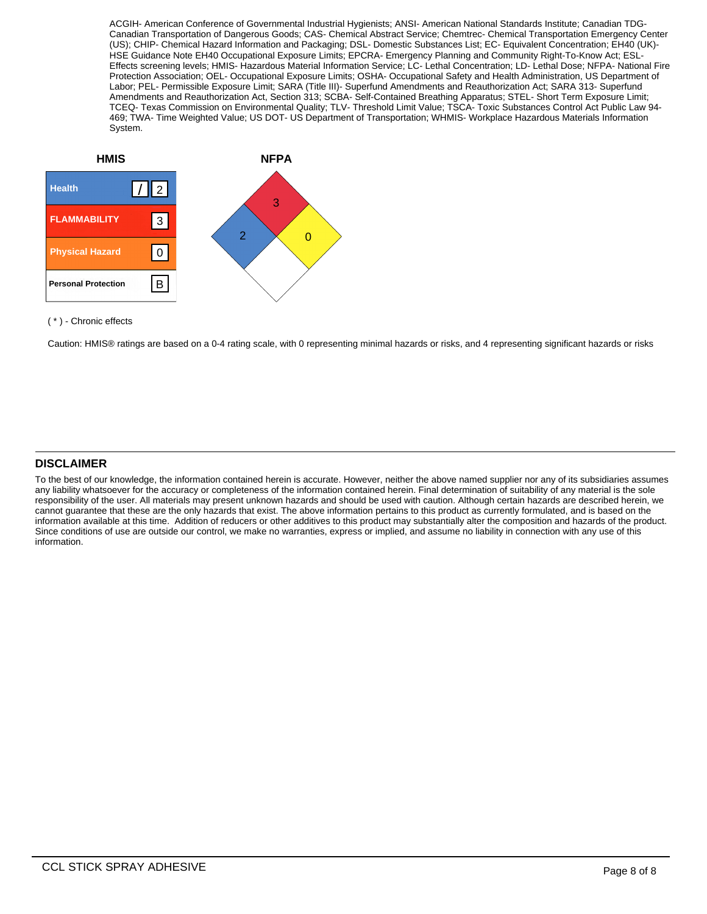ACGIH- American Conference of Governmental Industrial Hygienists; ANSI- American National Standards Institute; Canadian TDG- Canadian Transportation of Dangerous Goods; CAS- Chemical Abstract Service; Chemtrec- Chemical Transportation Emergency Center (US); CHIP- Chemical Hazard Information and Packaging; DSL- Domestic Substances List; EC- Equivalent Concentration; EH40 (UK)- HSE Guidance Note EH40 Occupational Exposure Limits; EPCRA- Emergency Planning and Community Right-To-Know Act; ESL- Effects screening levels; HMIS- Hazardous Material Information Service; LC- Lethal Concentration; LD- Lethal Dose; NFPA- National Fire Protection Association; OEL- Occupational Exposure Limits; OSHA- Occupational Safety and Health Administration, US Department of Labor; PEL- Permissible Exposure Limit; SARA (Title III)- Superfund Amendments and Reauthorization Act; SARA 313- Superfund Amendments and Reauthorization Act, Section 313; SCBA- Self-Contained Breathing Apparatus; STEL- Short Term Exposure Limit; TCEQ- Texas Commission on Environmental Quality; TLV- Threshold Limit Value; TSCA- Toxic Substances Control Act Public Law 94-469; TWA- Time Weighted Value; US DOT- US Department of Transportation; WHMIS- Workplace Hazardous Materials Information System.

**HMIS**

| | |
|---|---|
| Health | / 2 |
| FLAMMABILITY | 3 |
| Physical Hazard | 0 |
| Personal Protection | B |

**NFPA**

3

2

0

( * ) - Chronic effects

Caution: HMIS® ratings are based on a 0-4 rating scale, with 0 representing minimal hazards or risks, and 4 representing significant hazards or risks

## DISCLAIMER

To the best of our knowledge, the information contained herein is accurate. However, neither the above named supplier nor any of its subsidiaries assumes any liability whatsoever for the accuracy or completeness of the information contained herein. Final determination of suitability of any material is the sole responsibility of the user. All materials may present unknown hazards and should be used with caution. Although certain hazards are described herein, we cannot guarantee that these are the only hazards that exist. The above information pertains to this product as currently formulated, and is based on the information available at this time. Addition of reducers or other additives to this product may substantially alter the composition and hazards of the product. Since conditions of use are outside our control, we make no warranties, express or implied, and assume no liability in connection with any use of this information.